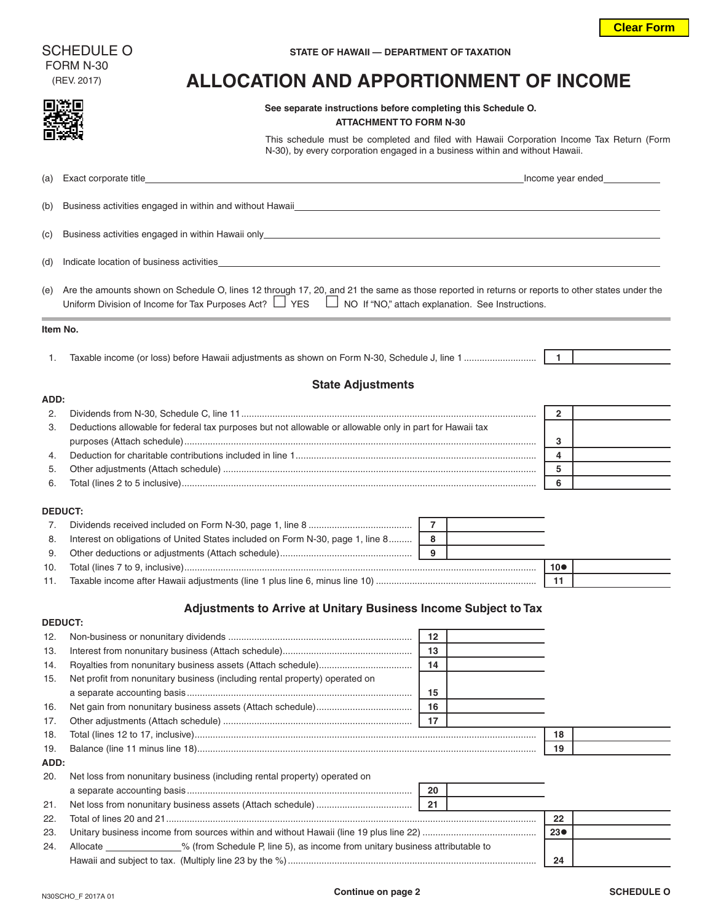SCHEDULE O
FORM N-30
(REV. 2017)

STATE OF HAWAII — DEPARTMENT OF TAXATION

# ALLOCATION AND APPORTIONMENT OF INCOME

**See separate instructions before completing this Schedule O.**
**ATTACHMENT TO FORM N-30**

This schedule must be completed and filed with Hawaii Corporation Income Tax Return (Form N-30), by every corporation engaged in a business within and without Hawaii.

(a) Exact corporate title ____________________ Income year ended __________

(b) Business activities engaged in within and without Hawaii ____________________

(c) Business activities engaged in within Hawaii only ____________________

(d) Indicate location of business activities ____________________

(e) Are the amounts shown on Schedule O, lines 12 through 17, 20, and 21 the same as those reported in returns or reports to other states under the Uniform Division of Income for Tax Purposes Act? ☐ YES ☐ NO If "NO," attach explanation. See Instructions.

**Item No.**

| No. | Description | Line | Amount | Line | Amount |
|---|---|---|---|---|---|
| 1. | Taxable income (or loss) before Hawaii adjustments as shown on Form N-30, Schedule J, line 1 | | | 1 | |

### State Adjustments

**ADD:**

| No. | Description | Line | Amount | Line | Amount |
|---|---|---|---|---|---|
| 2. | Dividends from N-30, Schedule C, line 11 | | | 2 | |
| 3. | Deductions allowable for federal tax purposes but not allowable or allowable only in part for Hawaii tax purposes (Attach schedule) | | | 3 | |
| 4. | Deduction for charitable contributions included in line 1 | | | 4 | |
| 5. | Other adjustments (Attach schedule) | | | 5 | |
| 6. | Total (lines 2 to 5 inclusive) | | | 6 | |

**DEDUCT:**

| No. | Description | Line | Amount | Line | Amount |
|---|---|---|---|---|---|
| 7. | Dividends received included on Form N-30, page 1, line 8 | 7 | | | |
| 8. | Interest on obligations of United States included on Form N-30, page 1, line 8 | 8 | | | |
| 9. | Other deductions or adjustments (Attach schedule) | 9 | | | |
| 10. | Total (lines 7 to 9, inclusive) | | | 10● | |
| 11. | Taxable income after Hawaii adjustments (line 1 plus line 6, minus line 10) | | | 11 | |

### Adjustments to Arrive at Unitary Business Income Subject to Tax

**DEDUCT:**

| No. | Description | Line | Amount | Line | Amount |
|---|---|---|---|---|---|
| 12. | Non-business or nonunitary dividends | 12 | | | |
| 13. | Interest from nonunitary business (Attach schedule) | 13 | | | |
| 14. | Royalties from nonunitary business assets (Attach schedule) | 14 | | | |
| 15. | Net profit from nonunitary business (including rental property) operated on a separate accounting basis | 15 | | | |
| 16. | Net gain from nonunitary business assets (Attach schedule) | 16 | | | |
| 17. | Other adjustments (Attach schedule) | 17 | | | |
| 18. | Total (lines 12 to 17, inclusive) | | | 18 | |
| 19. | Balance (line 11 minus line 18) | | | 19 | |

**ADD:**

| No. | Description | Line | Amount | Line | Amount |
|---|---|---|---|---|---|
| 20. | Net loss from nonunitary business (including rental property) operated on a separate accounting basis | 20 | | | |
| 21. | Net loss from nonunitary business assets (Attach schedule) | 21 | | | |
| 22. | Total of lines 20 and 21 | | | 22 | |
| 23. | Unitary business income from sources within and without Hawaii (line 19 plus line 22) | | | 23● | |
| 24. | Allocate ______________% (from Schedule P, line 5), as income from unitary business attributable to Hawaii and subject to tax. (Multiply line 23 by the %) | | | 24 | |

N30SCHO_F 2017A 01

**Continue on page 2**

**SCHEDULE O**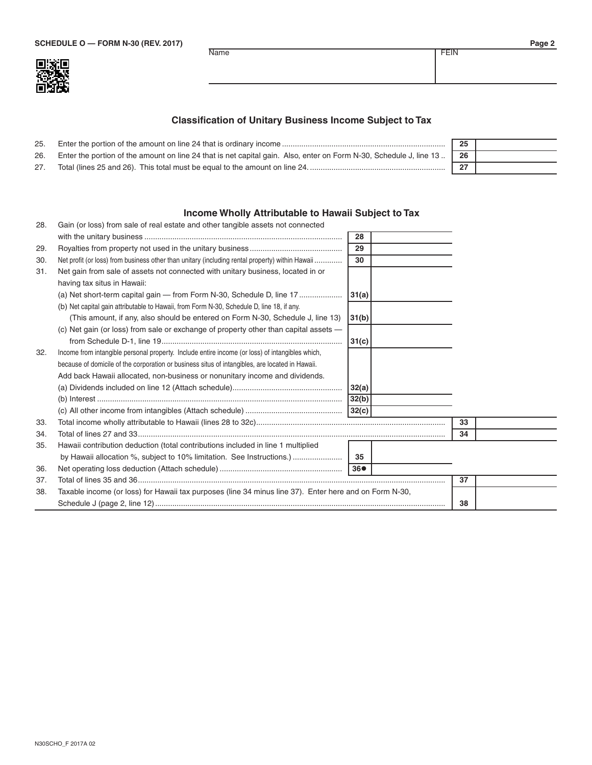Name | FEIN

## Classification of Unitary Business Income Subject to Tax

| | | | |
|---|---|---|---|
| 25. | Enter the portion of the amount on line 24 that is ordinary income | 25 | |
| 26. | Enter the portion of the amount on line 24 that is net capital gain. Also, enter on Form N-30, Schedule J, line 13 | 26 | |
| 27. | Total (lines 25 and 26). This total must be equal to the amount on line 24. | 27 | |

## Income Wholly Attributable to Hawaii Subject to Tax

| | | | | | |
|---|---|---|---|---|---|
| 28. | Gain (or loss) from sale of real estate and other tangible assets not connected with the unitary business | 28 | | | |
| 29. | Royalties from property not used in the unitary business | 29 | | | |
| 30. | Net profit (or loss) from business other than unitary (including rental property) within Hawaii | 30 | | | |
| 31. | Net gain from sale of assets not connected with unitary business, located in or having tax situs in Hawaii: | | | | |
| | (a) Net short-term capital gain — from Form N-30, Schedule D, line 17 | 31(a) | | | |
| | (b) Net capital gain attributable to Hawaii, from Form N-30, Schedule D, line 18, if any. (This amount, if any, also should be entered on Form N-30, Schedule J, line 13) | 31(b) | | | |
| | (c) Net gain (or loss) from sale or exchange of property other than capital assets — from Schedule D-1, line 19 | 31(c) | | | |
| 32. | Income from intangible personal property. Include entire income (or loss) of intangibles which, because of domicile of the corporation or business situs of intangibles, are located in Hawaii. Add back Hawaii allocated, non-business or nonunitary income and dividends. | | | | |
| | (a) Dividends included on line 12 (Attach schedule) | 32(a) | | | |
| | (b) Interest | 32(b) | | | |
| | (c) All other income from intangibles (Attach schedule) | 32(c) | | | |
| 33. | Total income wholly attributable to Hawaii (lines 28 to 32c) | | | 33 | |
| 34. | Total of lines 27 and 33 | | | 34 | |
| 35. | Hawaii contribution deduction (total contributions included in line 1 multiplied by Hawaii allocation %, subject to 10% limitation. See Instructions.) | 35 | | | |
| 36. | Net operating loss deduction (Attach schedule) | 36● | | | |
| 37. | Total of lines 35 and 36 | | | 37 | |
| 38. | Taxable income (or loss) for Hawaii tax purposes (line 34 minus line 37). Enter here and on Form N-30, Schedule J (page 2, line 12) | | | 38 | |

N30SCHO_F 2017A 02